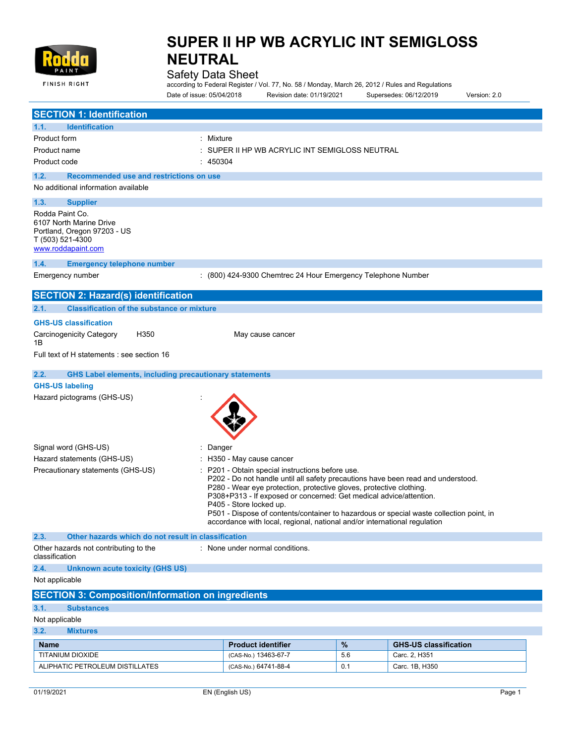# SUPER II HP WB ACRYLIC INT SEMIGLOSS NEUTRAL

Safety Data Sheet

according to Federal Register / Vol. 77, No. 58 / Monday, March 26, 2012 / Rules and Regulations

Date of issue: 05/04/2018 Revision date: 01/19/2021 Supersedes: 06/12/2019 Version: 2.0

## SECTION 1: Identification

### 1.1. Identification

Product form : Mixture

Product name : SUPER II HP WB ACRYLIC INT SEMIGLOSS NEUTRAL

Product code : 450304

### 1.2. Recommended use and restrictions on use

No additional information available

### 1.3. Supplier

Rodda Paint Co.
6107 North Marine Drive
Portland, Oregon 97203 - US
T (503) 521-4300
www.roddapaint.com

### 1.4. Emergency telephone number

Emergency number : (800) 424-9300 Chemtrec 24 Hour Emergency Telephone Number

## SECTION 2: Hazard(s) identification

### 2.1. Classification of the substance or mixture

**GHS-US classification**

Carcinogenicity Category 1B H350 May cause cancer

Full text of H statements : see section 16

### 2.2. GHS Label elements, including precautionary statements

**GHS-US labeling**

Hazard pictograms (GHS-US) :

Signal word (GHS-US) : Danger

Hazard statements (GHS-US) : H350 - May cause cancer

Precautionary statements (GHS-US) : P201 - Obtain special instructions before use.
P202 - Do not handle until all safety precautions have been read and understood.
P280 - Wear eye protection, protective gloves, protective clothing.
P308+P313 - If exposed or concerned: Get medical advice/attention.
P405 - Store locked up.
P501 - Dispose of contents/container to hazardous or special waste collection point, in accordance with local, regional, national and/or international regulation

### 2.3. Other hazards which do not result in classification

Other hazards not contributing to the classification : None under normal conditions.

### 2.4. Unknown acute toxicity (GHS US)

Not applicable

## SECTION 3: Composition/Information on ingredients

### 3.1. Substances

Not applicable

### 3.2. Mixtures

| Name | Product identifier | % | GHS-US classification |
|---|---|---|---|
| TITANIUM DIOXIDE | (CAS-No.) 13463-67-7 | 5.6 | Carc. 2, H351 |
| ALIPHATIC PETROLEUM DISTILLATES | (CAS-No.) 64741-88-4 | 0.1 | Carc. 1B, H350 |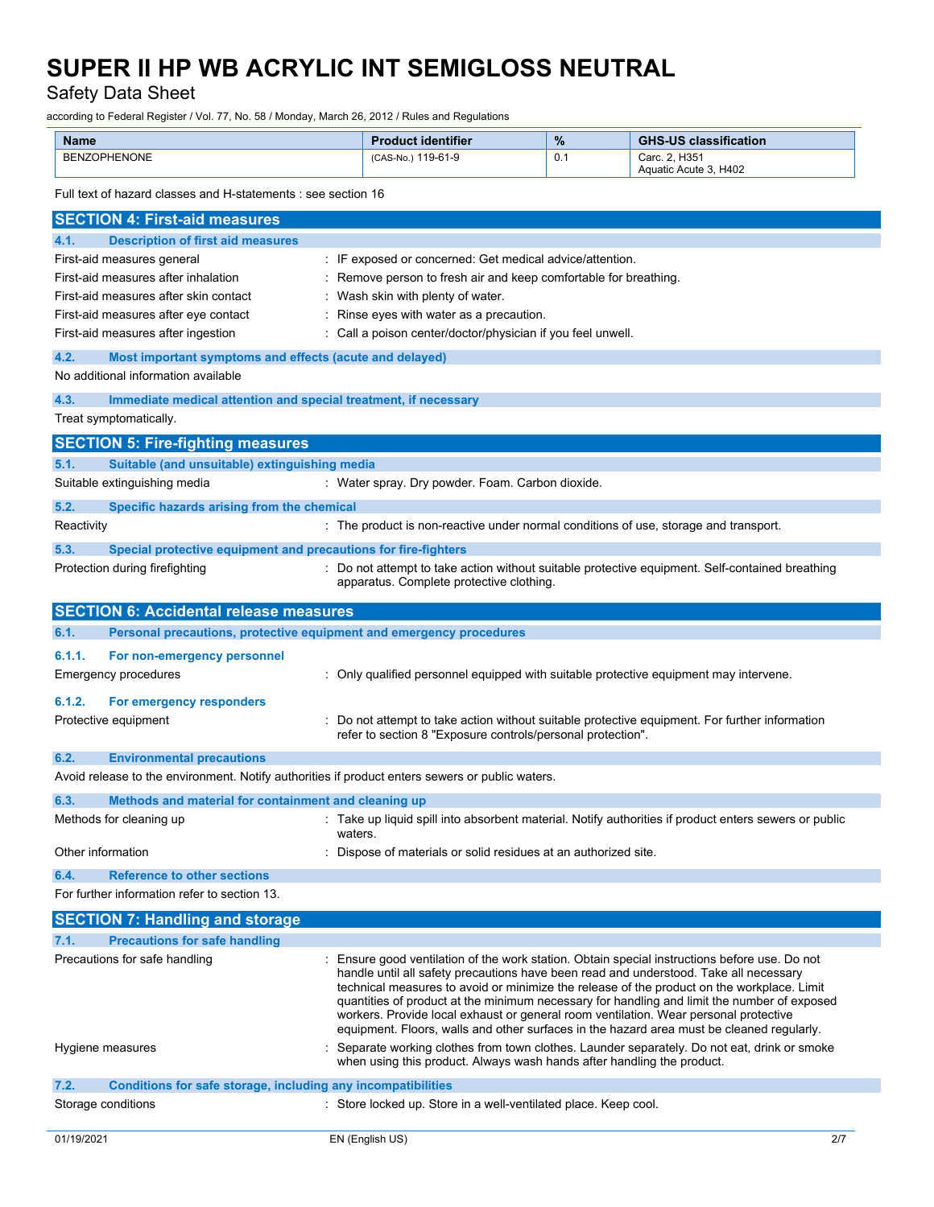| Name | Product identifier | % | GHS-US classification |
|---|---|---|---|
| BENZOPHENONE | (CAS-No.) 119-61-9 | 0.1 | Carc. 2, H351<br>Aquatic Acute 3, H402 |

Full text of hazard classes and H-statements : see section 16

## SECTION 4: First-aid measures

### 4.1. Description of first aid measures

First-aid measures general : IF exposed or concerned: Get medical advice/attention.

First-aid measures after inhalation : Remove person to fresh air and keep comfortable for breathing.

First-aid measures after skin contact : Wash skin with plenty of water.

First-aid measures after eye contact : Rinse eyes with water as a precaution.

First-aid measures after ingestion : Call a poison center/doctor/physician if you feel unwell.

### 4.2. Most important symptoms and effects (acute and delayed)

No additional information available

### 4.3. Immediate medical attention and special treatment, if necessary

Treat symptomatically.

## SECTION 5: Fire-fighting measures

### 5.1. Suitable (and unsuitable) extinguishing media

Suitable extinguishing media : Water spray. Dry powder. Foam. Carbon dioxide.

### 5.2. Specific hazards arising from the chemical

Reactivity : The product is non-reactive under normal conditions of use, storage and transport.

### 5.3. Special protective equipment and precautions for fire-fighters

Protection during firefighting : Do not attempt to take action without suitable protective equipment. Self-contained breathing apparatus. Complete protective clothing.

## SECTION 6: Accidental release measures

### 6.1. Personal precautions, protective equipment and emergency procedures

#### 6.1.1. For non-emergency personnel

Emergency procedures : Only qualified personnel equipped with suitable protective equipment may intervene.

#### 6.1.2. For emergency responders

Protective equipment : Do not attempt to take action without suitable protective equipment. For further information refer to section 8 "Exposure controls/personal protection".

### 6.2. Environmental precautions

Avoid release to the environment. Notify authorities if product enters sewers or public waters.

### 6.3. Methods and material for containment and cleaning up

Methods for cleaning up : Take up liquid spill into absorbent material. Notify authorities if product enters sewers or public waters.

Other information : Dispose of materials or solid residues at an authorized site.

### 6.4. Reference to other sections

For further information refer to section 13.

## SECTION 7: Handling and storage

### 7.1. Precautions for safe handling

Precautions for safe handling : Ensure good ventilation of the work station. Obtain special instructions before use. Do not handle until all safety precautions have been read and understood. Take all necessary technical measures to avoid or minimize the release of the product on the workplace. Limit quantities of product at the minimum necessary for handling and limit the number of exposed workers. Provide local exhaust or general room ventilation. Wear personal protective equipment. Floors, walls and other surfaces in the hazard area must be cleaned regularly.

Hygiene measures : Separate working clothes from town clothes. Launder separately. Do not eat, drink or smoke when using this product. Always wash hands after handling the product.

### 7.2. Conditions for safe storage, including any incompatibilities

Storage conditions : Store locked up. Store in a well-ventilated place. Keep cool.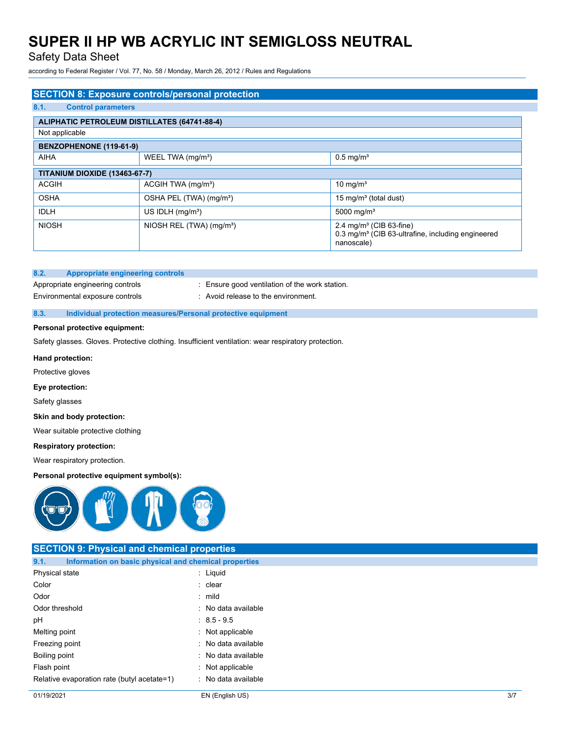## SECTION 8: Exposure controls/personal protection

### 8.1. Control parameters

| ALIPHATIC PETROLEUM DISTILLATES (64741-88-4) | | |
|---|---|---|
| Not applicable | | |

| BENZOPHENONE (119-61-9) | | |
|---|---|---|
| AIHA | WEEL TWA (mg/m³) | 0.5 mg/m³ |

| TITANIUM DIOXIDE (13463-67-7) | | |
|---|---|---|
| ACGIH | ACGIH TWA (mg/m³) | 10 mg/m³ |
| OSHA | OSHA PEL (TWA) (mg/m³) | 15 mg/m³ (total dust) |
| IDLH | US IDLH (mg/m³) | 5000 mg/m³ |
| NIOSH | NIOSH REL (TWA) (mg/m³) | 2.4 mg/m³ (CIB 63-fine)<br>0.3 mg/m³ (CIB 63-ultrafine, including engineered nanoscale) |

### 8.2. Appropriate engineering controls

Appropriate engineering controls : Ensure good ventilation of the work station.

Environmental exposure controls : Avoid release to the environment.

### 8.3. Individual protection measures/Personal protective equipment

**Personal protective equipment:**

Safety glasses. Gloves. Protective clothing. Insufficient ventilation: wear respiratory protection.

**Hand protection:**

Protective gloves

**Eye protection:**

Safety glasses

**Skin and body protection:**

Wear suitable protective clothing

**Respiratory protection:**

Wear respiratory protection.

**Personal protective equipment symbol(s):**

## SECTION 9: Physical and chemical properties

### 9.1. Information on basic physical and chemical properties

| | |
|---|---|
| Physical state | : Liquid |
| Color | : clear |
| Odor | : mild |
| Odor threshold | : No data available |
| pH | : 8.5 - 9.5 |
| Melting point | : Not applicable |
| Freezing point | : No data available |
| Boiling point | : No data available |
| Flash point | : Not applicable |
| Relative evaporation rate (butyl acetate=1) | : No data available |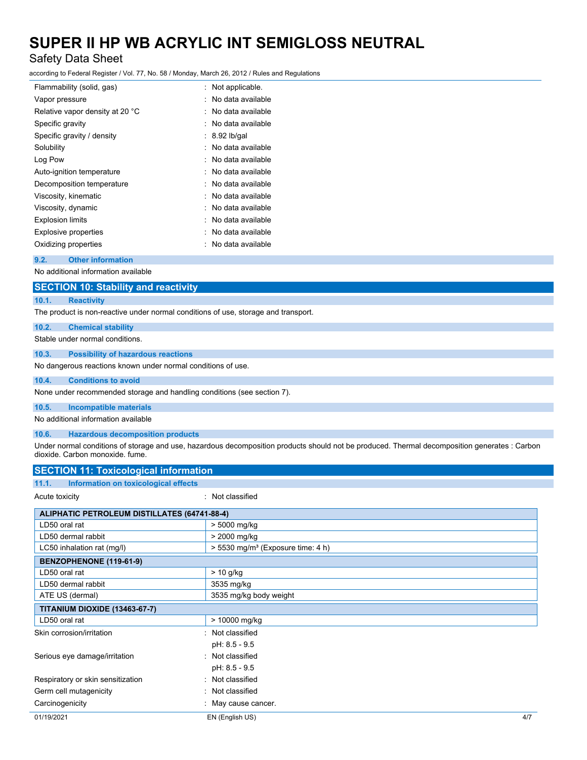| | |
|---|---|
| Flammability (solid, gas) | : Not applicable. |
| Vapor pressure | : No data available |
| Relative vapor density at 20 °C | : No data available |
| Specific gravity | : No data available |
| Specific gravity / density | : 8.92 lb/gal |
| Solubility | : No data available |
| Log Pow | : No data available |
| Auto-ignition temperature | : No data available |
| Decomposition temperature | : No data available |
| Viscosity, kinematic | : No data available |
| Viscosity, dynamic | : No data available |
| Explosion limits | : No data available |
| Explosive properties | : No data available |
| Oxidizing properties | : No data available |

### 9.2. Other information

No additional information available

## SECTION 10: Stability and reactivity

### 10.1. Reactivity

The product is non-reactive under normal conditions of use, storage and transport.

### 10.2. Chemical stability

Stable under normal conditions.

### 10.3. Possibility of hazardous reactions

No dangerous reactions known under normal conditions of use.

### 10.4. Conditions to avoid

None under recommended storage and handling conditions (see section 7).

### 10.5. Incompatible materials

No additional information available

### 10.6. Hazardous decomposition products

Under normal conditions of storage and use, hazardous decomposition products should not be produced. Thermal decomposition generates : Carbon dioxide. Carbon monoxide. fume.

## SECTION 11: Toxicological information

### 11.1. Information on toxicological effects

Acute toxicity : Not classified

| ALIPHATIC PETROLEUM DISTILLATES (64741-88-4) | |
|---|---|
| LD50 oral rat | > 5000 mg/kg |
| LD50 dermal rabbit | > 2000 mg/kg |
| LC50 inhalation rat (mg/l) | > 5530 mg/m³ (Exposure time: 4 h) |
| **BENZOPHENONE (119-61-9)** | |
| LD50 oral rat | > 10 g/kg |
| LD50 dermal rabbit | 3535 mg/kg |
| ATE US (dermal) | 3535 mg/kg body weight |
| **TITANIUM DIOXIDE (13463-67-7)** | |
| LD50 oral rat | > 10000 mg/kg |

| | |
|---|---|
| Skin corrosion/irritation | : Not classified<br>pH: 8.5 - 9.5 |
| Serious eye damage/irritation | : Not classified<br>pH: 8.5 - 9.5 |
| Respiratory or skin sensitization | : Not classified |
| Germ cell mutagenicity | : Not classified |
| Carcinogenicity | : May cause cancer. |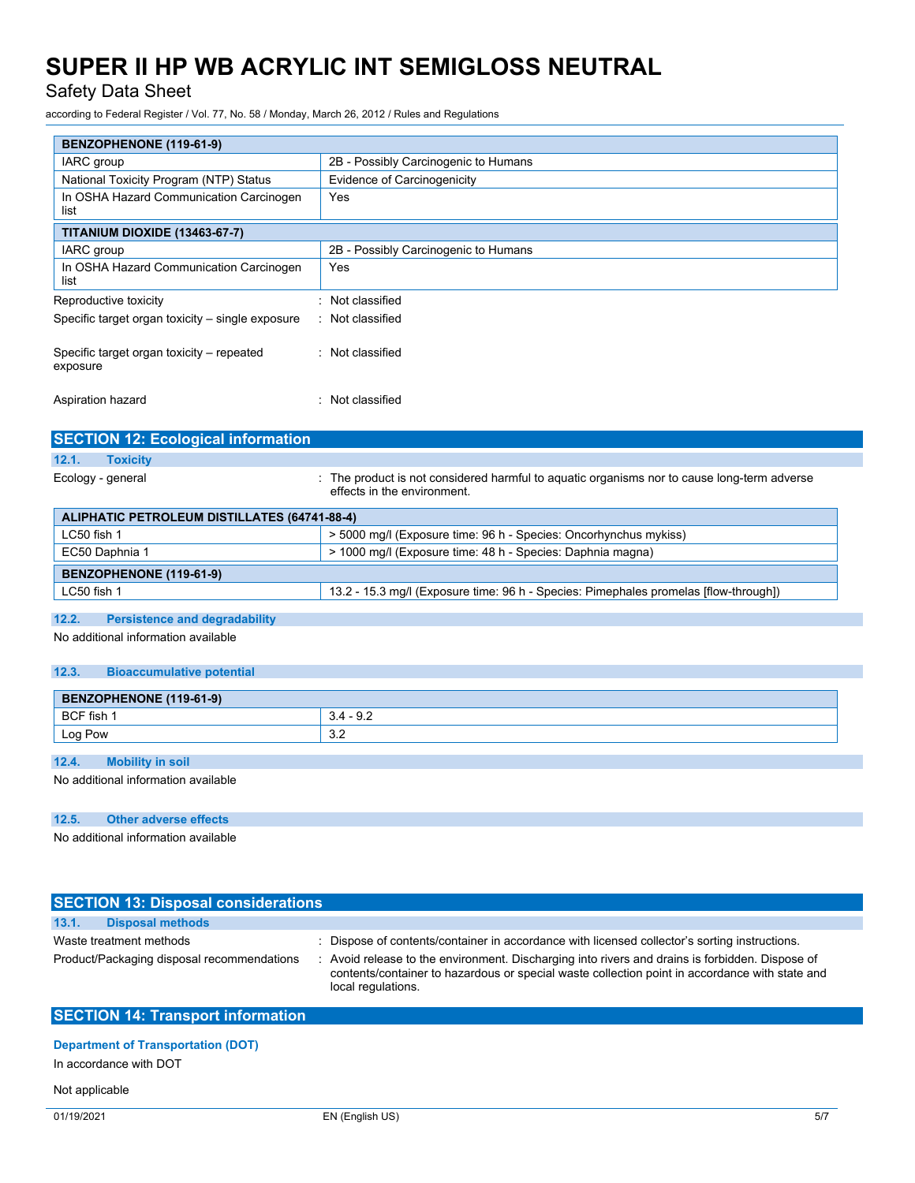| BENZOPHENONE (119-61-9) | |
|---|---|
| IARC group | 2B - Possibly Carcinogenic to Humans |
| National Toxicity Program (NTP) Status | Evidence of Carcinogenicity |
| In OSHA Hazard Communication Carcinogen list | Yes |

| TITANIUM DIOXIDE (13463-67-7) | |
|---|---|
| IARC group | 2B - Possibly Carcinogenic to Humans |
| In OSHA Hazard Communication Carcinogen list | Yes |

Reproductive toxicity : Not classified

Specific target organ toxicity – single exposure : Not classified

Specific target organ toxicity – repeated exposure : Not classified

Aspiration hazard : Not classified

## SECTION 12: Ecological information

### 12.1. Toxicity

Ecology - general : The product is not considered harmful to aquatic organisms nor to cause long-term adverse effects in the environment.

| ALIPHATIC PETROLEUM DISTILLATES (64741-88-4) | |
|---|---|
| LC50 fish 1 | > 5000 mg/l (Exposure time: 96 h - Species: Oncorhynchus mykiss) |
| EC50 Daphnia 1 | > 1000 mg/l (Exposure time: 48 h - Species: Daphnia magna) |

| BENZOPHENONE (119-61-9) | |
|---|---|
| LC50 fish 1 | 13.2 - 15.3 mg/l (Exposure time: 96 h - Species: Pimephales promelas [flow-through]) |

### 12.2. Persistence and degradability

No additional information available

### 12.3. Bioaccumulative potential

| BENZOPHENONE (119-61-9) | |
|---|---|
| BCF fish 1 | 3.4 - 9.2 |
| Log Pow | 3.2 |

### 12.4. Mobility in soil

No additional information available

### 12.5. Other adverse effects

No additional information available

## SECTION 13: Disposal considerations

### 13.1. Disposal methods

Waste treatment methods : Dispose of contents/container in accordance with licensed collector's sorting instructions.

Product/Packaging disposal recommendations : Avoid release to the environment. Discharging into rivers and drains is forbidden. Dispose of contents/container to hazardous or special waste collection point in accordance with state and local regulations.

## SECTION 14: Transport information

**Department of Transportation (DOT)**

In accordance with DOT

Not applicable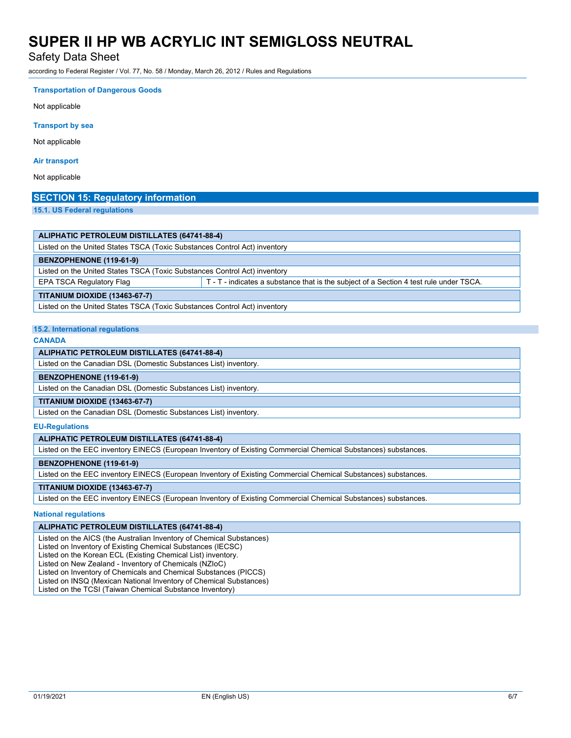**Transportation of Dangerous Goods**

Not applicable

**Transport by sea**

Not applicable

**Air transport**

Not applicable

## SECTION 15: Regulatory information

### 15.1. US Federal regulations

| ALIPHATIC PETROLEUM DISTILLATES (64741-88-4) | |
|---|---|
| Listed on the United States TSCA (Toxic Substances Control Act) inventory | |
| **BENZOPHENONE (119-61-9)** | |
| Listed on the United States TSCA (Toxic Substances Control Act) inventory | |
| EPA TSCA Regulatory Flag | T - T - indicates a substance that is the subject of a Section 4 test rule under TSCA. |
| **TITANIUM DIOXIDE (13463-67-7)** | |
| Listed on the United States TSCA (Toxic Substances Control Act) inventory | |

### 15.2. International regulations

**CANADA**

| ALIPHATIC PETROLEUM DISTILLATES (64741-88-4) |
|---|
| Listed on the Canadian DSL (Domestic Substances List) inventory. |
| **BENZOPHENONE (119-61-9)** |
| Listed on the Canadian DSL (Domestic Substances List) inventory. |
| **TITANIUM DIOXIDE (13463-67-7)** |
| Listed on the Canadian DSL (Domestic Substances List) inventory. |

**EU-Regulations**

| ALIPHATIC PETROLEUM DISTILLATES (64741-88-4) |
|---|
| Listed on the EEC inventory EINECS (European Inventory of Existing Commercial Chemical Substances) substances. |
| **BENZOPHENONE (119-61-9)** |
| Listed on the EEC inventory EINECS (European Inventory of Existing Commercial Chemical Substances) substances. |
| **TITANIUM DIOXIDE (13463-67-7)** |
| Listed on the EEC inventory EINECS (European Inventory of Existing Commercial Chemical Substances) substances. |

**National regulations**

| ALIPHATIC PETROLEUM DISTILLATES (64741-88-4) |
|---|
| Listed on the AICS (the Australian Inventory of Chemical Substances)<br>Listed on Inventory of Existing Chemical Substances (IECSC)<br>Listed on the Korean ECL (Existing Chemical List) inventory.<br>Listed on New Zealand - Inventory of Chemicals (NZIoC)<br>Listed on Inventory of Chemicals and Chemical Substances (PICCS)<br>Listed on INSQ (Mexican National Inventory of Chemical Substances)<br>Listed on the TCSI (Taiwan Chemical Substance Inventory) |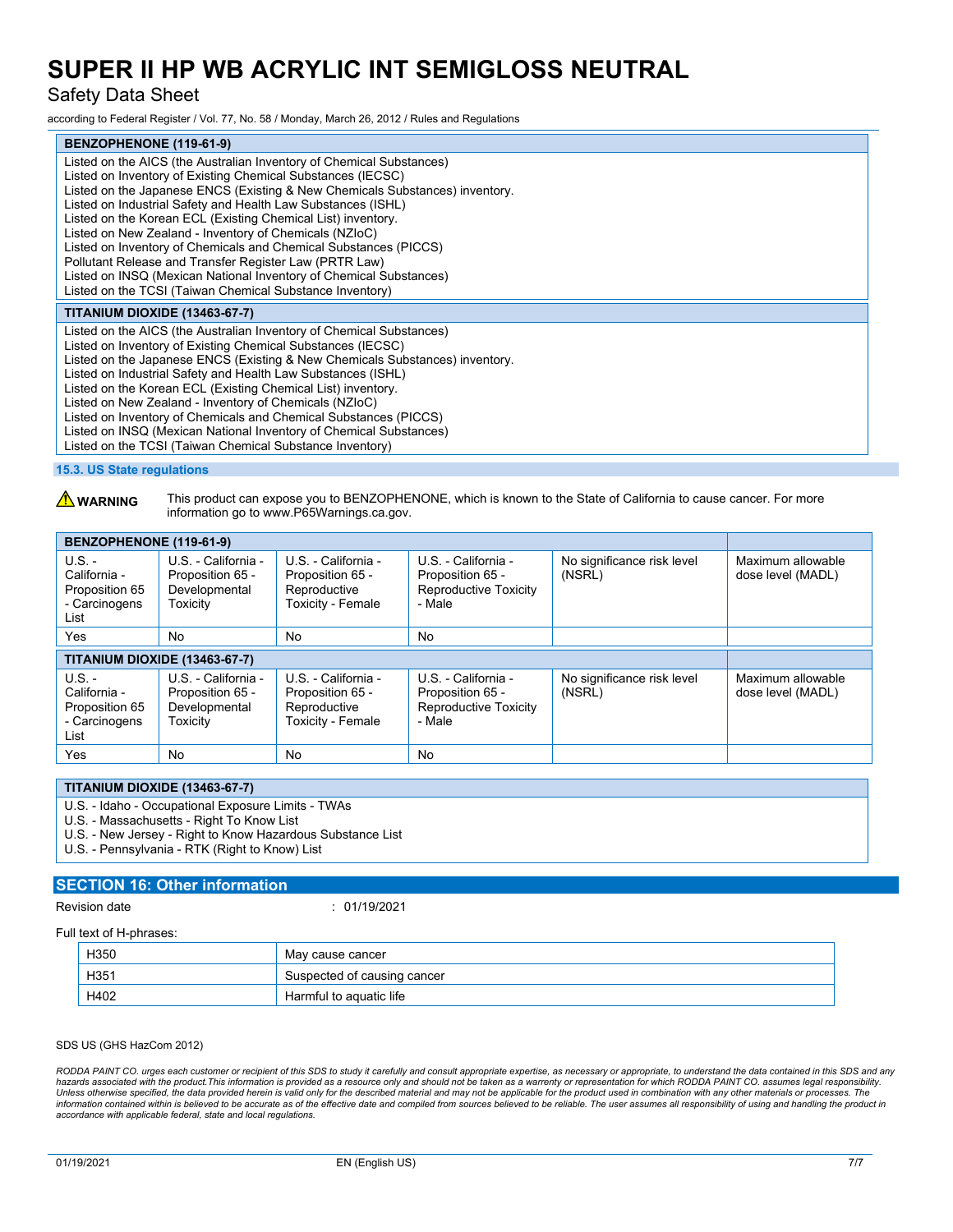| BENZOPHENONE (119-61-9) |
|---|
| Listed on the AICS (the Australian Inventory of Chemical Substances)<br>Listed on Inventory of Existing Chemical Substances (IECSC)<br>Listed on the Japanese ENCS (Existing & New Chemicals Substances) inventory.<br>Listed on Industrial Safety and Health Law Substances (ISHL)<br>Listed on the Korean ECL (Existing Chemical List) inventory.<br>Listed on New Zealand - Inventory of Chemicals (NZIoC)<br>Listed on Inventory of Chemicals and Chemical Substances (PICCS)<br>Pollutant Release and Transfer Register Law (PRTR Law)<br>Listed on INSQ (Mexican National Inventory of Chemical Substances)<br>Listed on the TCSI (Taiwan Chemical Substance Inventory) |

| TITANIUM DIOXIDE (13463-67-7) |
|---|
| Listed on the AICS (the Australian Inventory of Chemical Substances)<br>Listed on Inventory of Existing Chemical Substances (IECSC)<br>Listed on the Japanese ENCS (Existing & New Chemicals Substances) inventory.<br>Listed on Industrial Safety and Health Law Substances (ISHL)<br>Listed on the Korean ECL (Existing Chemical List) inventory.<br>Listed on New Zealand - Inventory of Chemicals (NZIoC)<br>Listed on Inventory of Chemicals and Chemical Substances (PICCS)<br>Listed on INSQ (Mexican National Inventory of Chemical Substances)<br>Listed on the TCSI (Taiwan Chemical Substance Inventory) |

### 15.3. US State regulations

⚠ **WARNING** This product can expose you to BENZOPHENONE, which is known to the State of California to cause cancer. For more information go to www.P65Warnings.ca.gov.

| BENZOPHENONE (119-61-9) | | | | | |
|---|---|---|---|---|---|
| U.S. - California - Proposition 65 - Carcinogens List | U.S. - California - Proposition 65 - Developmental Toxicity | U.S. - California - Proposition 65 - Reproductive Toxicity - Female | U.S. - California - Proposition 65 - Reproductive Toxicity - Male | No significance risk level (NSRL) | Maximum allowable dose level (MADL) |
| Yes | No | No | No | | |
| **TITANIUM DIOXIDE (13463-67-7)** | | | | | |
| U.S. - California - Proposition 65 - Carcinogens List | U.S. - California - Proposition 65 - Developmental Toxicity | U.S. - California - Proposition 65 - Reproductive Toxicity - Female | U.S. - California - Proposition 65 - Reproductive Toxicity - Male | No significance risk level (NSRL) | Maximum allowable dose level (MADL) |
| Yes | No | No | No | | |

| TITANIUM DIOXIDE (13463-67-7) |
|---|
| U.S. - Idaho - Occupational Exposure Limits - TWAs<br>U.S. - Massachusetts - Right To Know List<br>U.S. - New Jersey - Right to Know Hazardous Substance List<br>U.S. - Pennsylvania - RTK (Right to Know) List |

## SECTION 16: Other information

Revision date : 01/19/2021

Full text of H-phrases:

| | |
|---|---|
| H350 | May cause cancer |
| H351 | Suspected of causing cancer |
| H402 | Harmful to aquatic life |

SDS US (GHS HazCom 2012)

*RODDA PAINT CO. urges each customer or recipient of this SDS to study it carefully and consult appropriate expertise, as necessary or appropriate, to understand the data contained in this SDS and any hazards associated with the product.This information is provided as a resource only and should not be taken as a warranty or representation for which RODDA PAINT CO. assumes legal responsibility. Unless otherwise specified, the data provided herein is valid only for the described material and may not be applicable for the product used in combination with any other materials or processes. The information contained within is believed to be accurate as of the effective date and compiled from sources believed to be reliable. The user assumes all responsibility of using and handling the product in accordance with applicable federal, state and local regulations.*